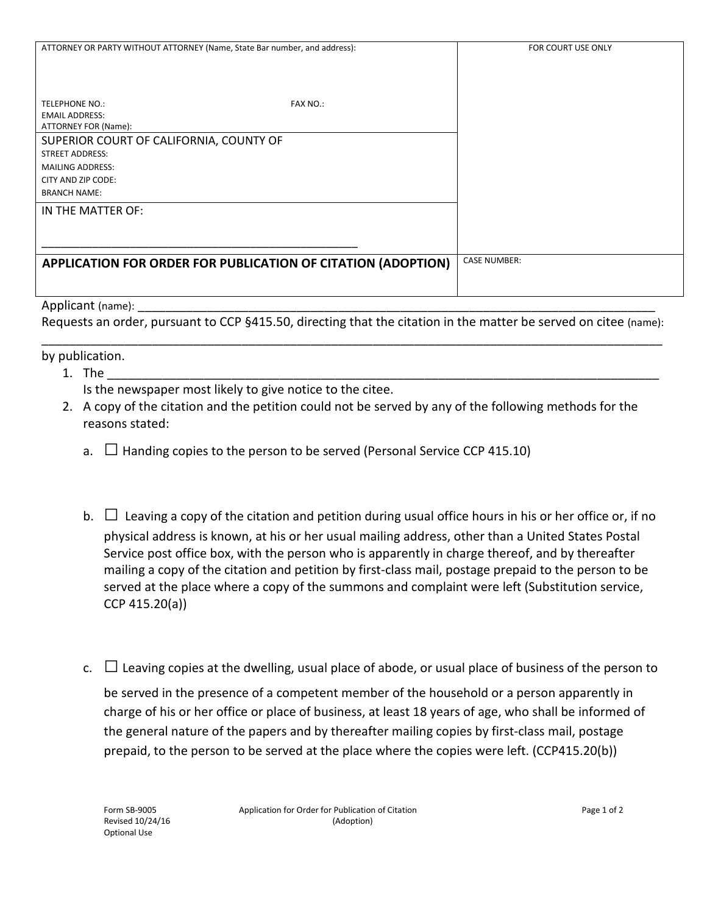| ATTORNEY OR PARTY WITHOUT ATTORNEY (Name, State Bar number, and address): | FOR COURT USE ONLY |
| --- | --- |
| TELEPHONE NO.: FAX NO.: | |
| EMAIL ADDRESS: | |
| ATTORNEY FOR (Name): | |
| SUPERIOR COURT OF CALIFORNIA, COUNTY OF | |
| STREET ADDRESS: | |
| MAILING ADDRESS: | |
| CITY AND ZIP CODE: | |
| BRANCH NAME: | |
| IN THE MATTER OF: ______________________________________________ | |
| **APPLICATION FOR ORDER FOR PUBLICATION OF CITATION (ADOPTION)** | CASE NUMBER: |

Applicant (name): ______________________________________________________________________________

Requests an order, pursuant to CCP §415.50, directing that the citation in the matter be served on citee (name):
_____________________________________________________________________________________________
by publication.

1. The ______________________________________________________________________________
   Is the newspaper most likely to give notice to the citee.
2. A copy of the citation and the petition could not be served by any of the following methods for the reasons stated:

   a. ☐ Handing copies to the person to be served (Personal Service CCP 415.10)

   b. ☐ Leaving a copy of the citation and petition during usual office hours in his or her office or, if no physical address is known, at his or her usual mailing address, other than a United States Postal Service post office box, with the person who is apparently in charge thereof, and by thereafter mailing a copy of the citation and petition by first-class mail, postage prepaid to the person to be served at the place where a copy of the summons and complaint were left (Substitution service, CCP 415.20(a))

   c. ☐ Leaving copies at the dwelling, usual place of abode, or usual place of business of the person to be served in the presence of a competent member of the household or a person apparently in charge of his or her office or place of business, at least 18 years of age, who shall be informed of the general nature of the papers and by thereafter mailing copies by first-class mail, postage prepaid, to the person to be served at the place where the copies were left. (CCP415.20(b))

Form SB-9005
Revised 10/24/16
Optional Use

Application for Order for Publication of Citation (Adoption)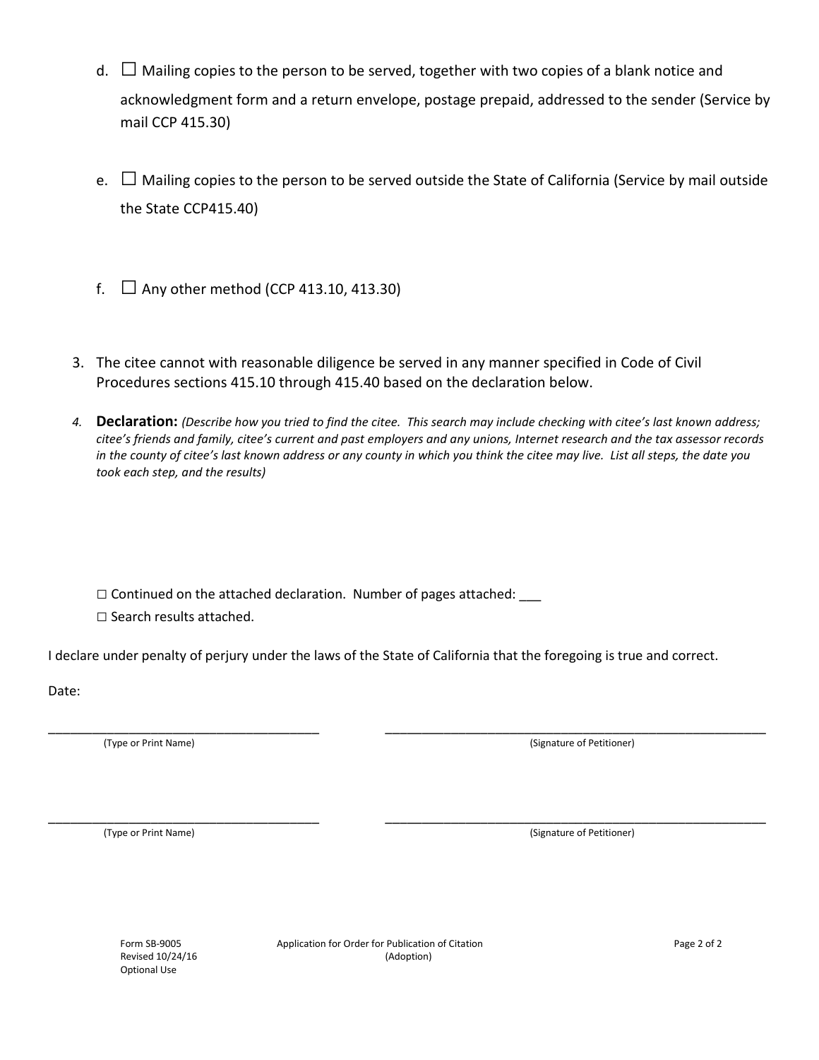d. ☐ Mailing copies to the person to be served, together with two copies of a blank notice and acknowledgment form and a return envelope, postage prepaid, addressed to the sender (Service by mail CCP 415.30)

e. ☐ Mailing copies to the person to be served outside the State of California (Service by mail outside the State CCP415.40)

f. ☐ Any other method (CCP 413.10, 413.30)

3. The citee cannot with reasonable diligence be served in any manner specified in Code of Civil Procedures sections 415.10 through 415.40 based on the declaration below.

4. **Declaration:** *(Describe how you tried to find the citee. This search may include checking with citee's last known address; citee's friends and family, citee's current and past employers and any unions, Internet research and the tax assessor records in the county of citee's last known address or any county in which you think the citee may live. List all steps, the date you took each step, and the results)*

☐ Continued on the attached declaration. Number of pages attached: ___

☐ Search results attached.

I declare under penalty of perjury under the laws of the State of California that the foregoing is true and correct.

Date:

_______________________________________ _______________________________________________________

(Type or Print Name) (Signature of Petitioner)

_______________________________________ _______________________________________________________

(Type or Print Name) (Signature of Petitioner)

Form SB-9005
Revised 10/24/16
Optional Use

Application for Order for Publication of Citation
(Adoption)